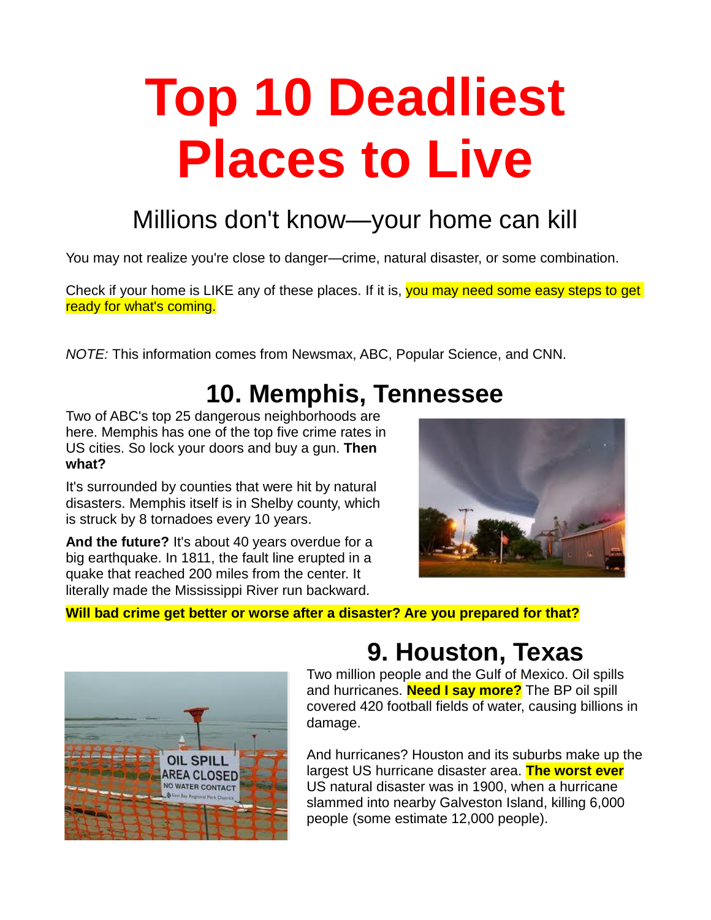# Top 10 Deadliest Places to Live

## Millions don't know—your home can kill

You may not realize you're close to danger—crime, natural disaster, or some combination.

Check if your home is LIKE any of these places. If it is, you may need some easy steps to get ready for what's coming.

*NOTE:* This information comes from Newsmax, ABC, Popular Science, and CNN.

## 10. Memphis, Tennessee

Two of ABC's top 25 dangerous neighborhoods are here. Memphis has one of the top five crime rates in US cities. So lock your doors and buy a gun. **Then what?**

It's surrounded by counties that were hit by natural disasters. Memphis itself is in Shelby county, which is struck by 8 tornadoes every 10 years.

**And the future?** It's about 40 years overdue for a big earthquake. In 1811, the fault line erupted in a quake that reached 200 miles from the center. It literally made the Mississippi River run backward.

**Will bad crime get better or worse after a disaster? Are you prepared for that?**

## 9. Houston, Texas

Two million people and the Gulf of Mexico. Oil spills and hurricanes. **Need I say more?** The BP oil spill covered 420 football fields of water, causing billions in damage.

And hurricanes? Houston and its suburbs make up the largest US hurricane disaster area. **The worst ever** US natural disaster was in 1900, when a hurricane slammed into nearby Galveston Island, killing 6,000 people (some estimate 12,000 people).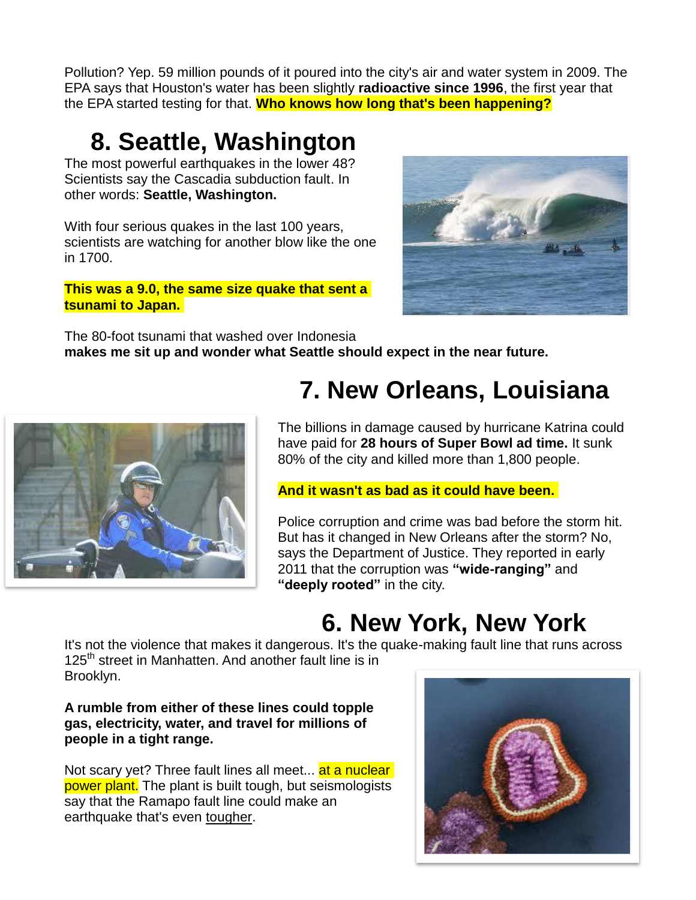Pollution? Yep. 59 million pounds of it poured into the city's air and water system in 2009. The EPA says that Houston's water has been slightly **radioactive since 1996**, the first year that the EPA started testing for that. **Who knows how long that's been happening?**

# 8. Seattle, Washington

The most powerful earthquakes in the lower 48? Scientists say the Cascadia subduction fault. In other words: **Seattle, Washington.**

With four serious quakes in the last 100 years, scientists are watching for another blow like the one in 1700.

**This was a 9.0, the same size quake that sent a tsunami to Japan.**

The 80-foot tsunami that washed over Indonesia **makes me sit up and wonder what Seattle should expect in the near future.**

# 7. New Orleans, Louisiana

The billions in damage caused by hurricane Katrina could have paid for **28 hours of Super Bowl ad time.** It sunk 80% of the city and killed more than 1,800 people.

**And it wasn't as bad as it could have been.**

Police corruption and crime was bad before the storm hit. But has it changed in New Orleans after the storm? No, says the Department of Justice. They reported in early 2011 that the corruption was **"wide-ranging"** and **"deeply rooted"** in the city.

# 6. New York, New York

It's not the violence that makes it dangerous. It's the quake-making fault line that runs across $125^{th}$ street in Manhatten. And another fault line is in Brooklyn.

**A rumble from either of these lines could topple gas, electricity, water, and travel for millions of people in a tight range.**

Not scary yet? Three fault lines all meet... at a nuclear power plant. The plant is built tough, but seismologists say that the Ramapo fault line could make an earthquake that's even tougher.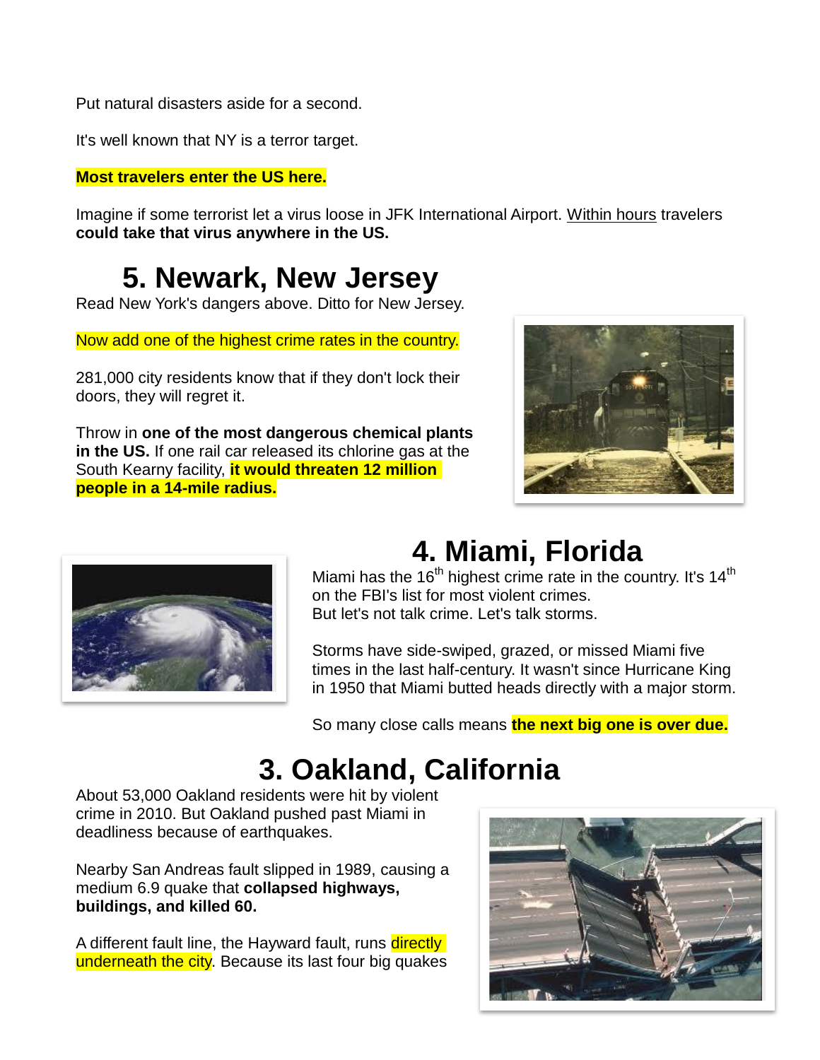Put natural disasters aside for a second.

It's well known that NY is a terror target.

**Most travelers enter the US here.**

Imagine if some terrorist let a virus loose in JFK International Airport. Within hours travelers **could take that virus anywhere in the US.**

# 5. Newark, New Jersey

Read New York's dangers above. Ditto for New Jersey.

Now add one of the highest crime rates in the country.

281,000 city residents know that if they don't lock their doors, they will regret it.

Throw in **one of the most dangerous chemical plants in the US.** If one rail car released its chlorine gas at the South Kearny facility, **it would threaten 12 million people in a 14-mile radius.**

# 4. Miami, Florida

Miami has the 16th highest crime rate in the country. It's 14th on the FBI's list for most violent crimes.
But let's not talk crime. Let's talk storms.

Storms have side-swiped, grazed, or missed Miami five times in the last half-century. It wasn't since Hurricane King in 1950 that Miami butted heads directly with a major storm.

So many close calls means **the next big one is over due.**

# 3. Oakland, California

About 53,000 Oakland residents were hit by violent crime in 2010. But Oakland pushed past Miami in deadliness because of earthquakes.

Nearby San Andreas fault slipped in 1989, causing a medium 6.9 quake that **collapsed highways, buildings, and killed 60.**

A different fault line, the Hayward fault, runs directly underneath the city. Because its last four big quakes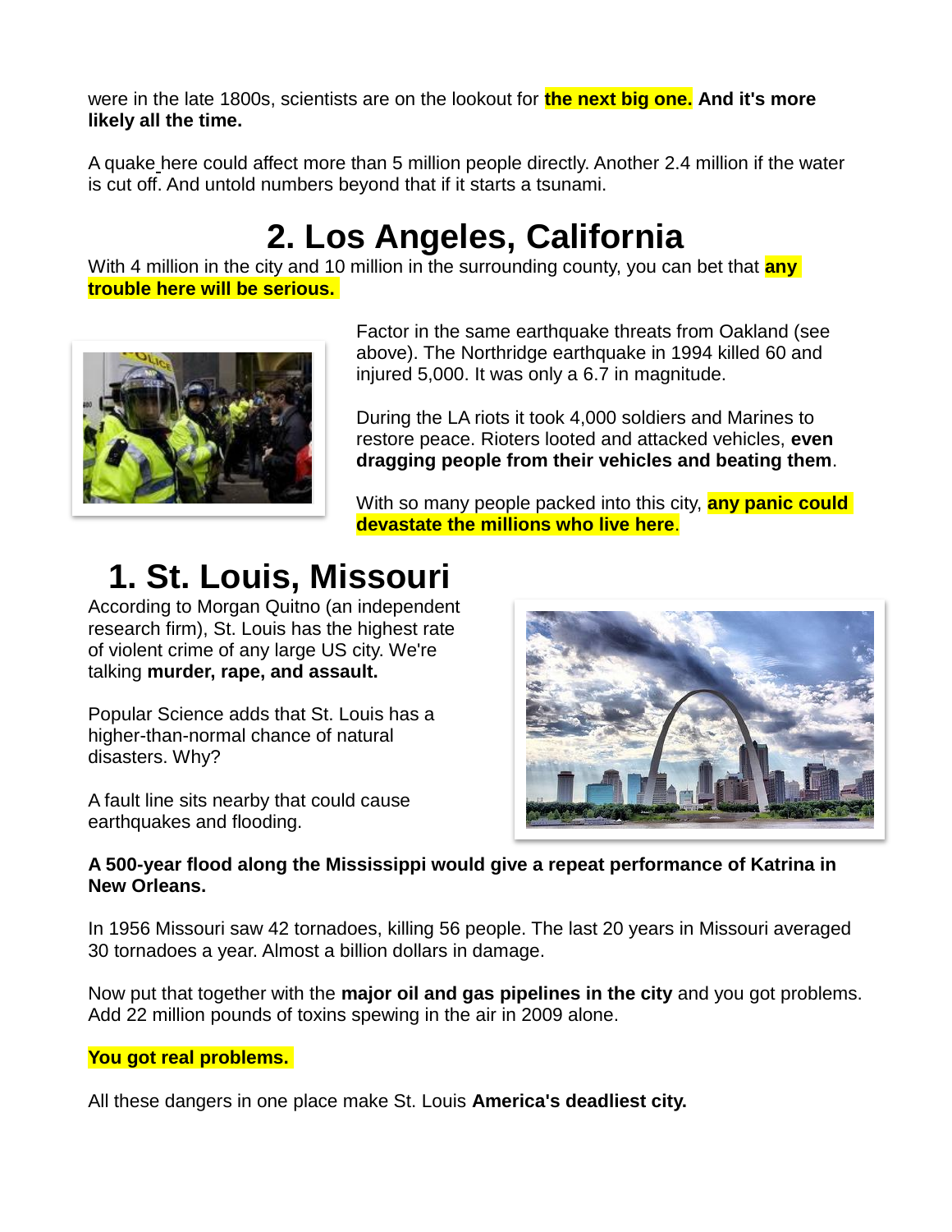were in the late 1800s, scientists are on the lookout for **the next big one. And it's more likely all the time.**

A quake here could affect more than 5 million people directly. Another 2.4 million if the water is cut off. And untold numbers beyond that if it starts a tsunami.

# 2. Los Angeles, California

With 4 million in the city and 10 million in the surrounding county, you can bet that **any trouble here will be serious.**

Factor in the same earthquake threats from Oakland (see above). The Northridge earthquake in 1994 killed 60 and injured 5,000. It was only a 6.7 in magnitude.

During the LA riots it took 4,000 soldiers and Marines to restore peace. Rioters looted and attacked vehicles, **even dragging people from their vehicles and beating them**.

With so many people packed into this city, **any panic could devastate the millions who live here**.

# 1. St. Louis, Missouri

According to Morgan Quitno (an independent research firm), St. Louis has the highest rate of violent crime of any large US city. We're talking **murder, rape, and assault.**

Popular Science adds that St. Louis has a higher-than-normal chance of natural disasters. Why?

A fault line sits nearby that could cause earthquakes and flooding.

**A 500-year flood along the Mississippi would give a repeat performance of Katrina in New Orleans.**

In 1956 Missouri saw 42 tornadoes, killing 56 people. The last 20 years in Missouri averaged 30 tornadoes a year. Almost a billion dollars in damage.

Now put that together with the **major oil and gas pipelines in the city** and you got problems. Add 22 million pounds of toxins spewing in the air in 2009 alone.

**You got real problems.**

All these dangers in one place make St. Louis **America's deadliest city.**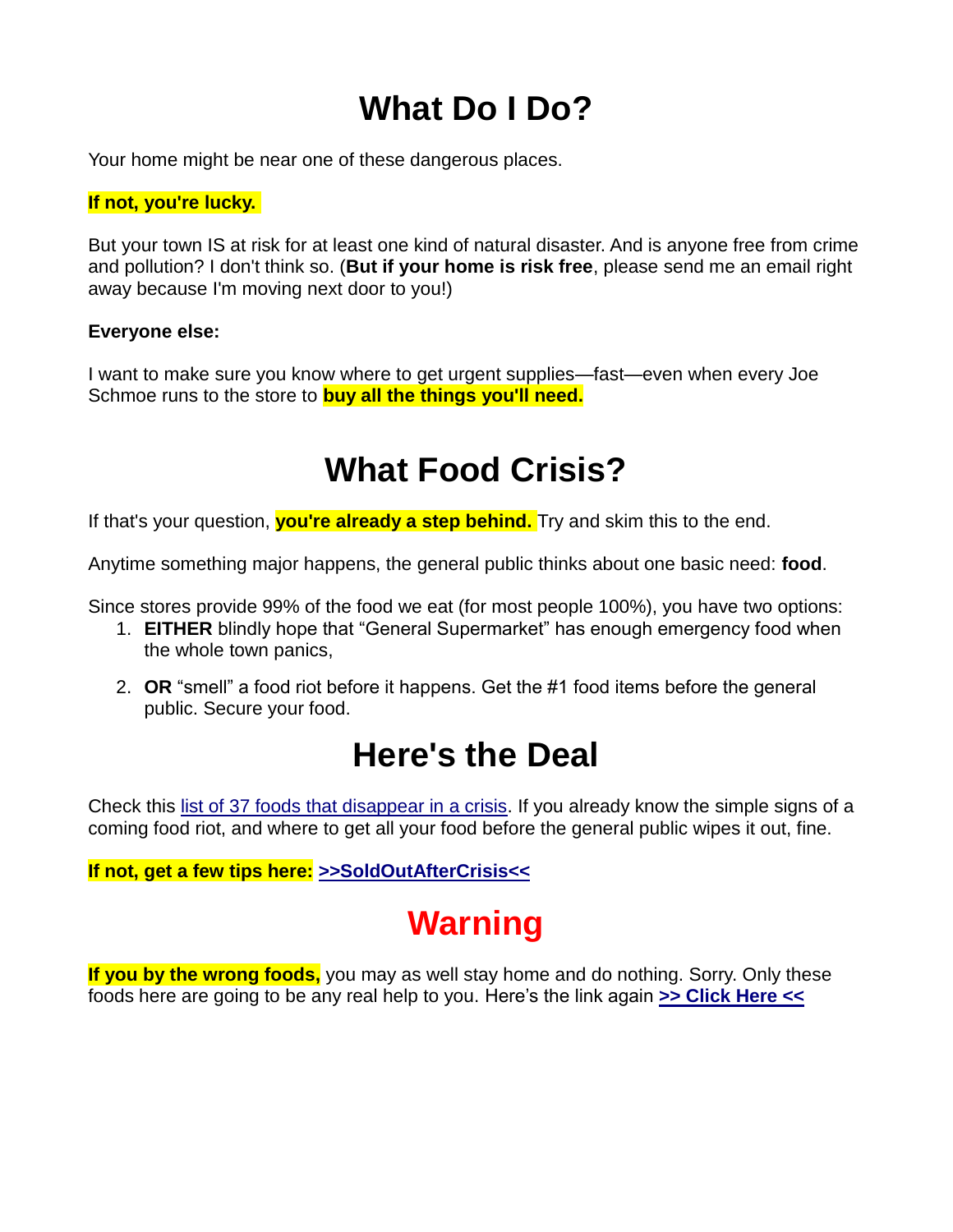# What Do I Do?

Your home might be near one of these dangerous places.

**If not, you're lucky.**

But your town IS at risk for at least one kind of natural disaster. And is anyone free from crime and pollution? I don't think so. (**But if your home is risk free**, please send me an email right away because I'm moving next door to you!)

**Everyone else:**

I want to make sure you know where to get urgent supplies—fast—even when every Joe Schmoe runs to the store to **buy all the things you'll need.**

# What Food Crisis?

If that's your question, **you're already a step behind.** Try and skim this to the end.

Anytime something major happens, the general public thinks about one basic need: **food**.

Since stores provide 99% of the food we eat (for most people 100%), you have two options:

1. **EITHER** blindly hope that "General Supermarket" has enough emergency food when the whole town panics,
2. **OR** "smell" a food riot before it happens. Get the #1 food items before the general public. Secure your food.

# Here's the Deal

Check this list of 37 foods that disappear in a crisis. If you already know the simple signs of a coming food riot, and where to get all your food before the general public wipes it out, fine.

**If not, get a few tips here: >>SoldOutAfterCrisis<<**

# Warning

**If you by the wrong foods,** you may as well stay home and do nothing. Sorry. Only these foods here are going to be any real help to you. Here's the link again **>> Click Here <<**